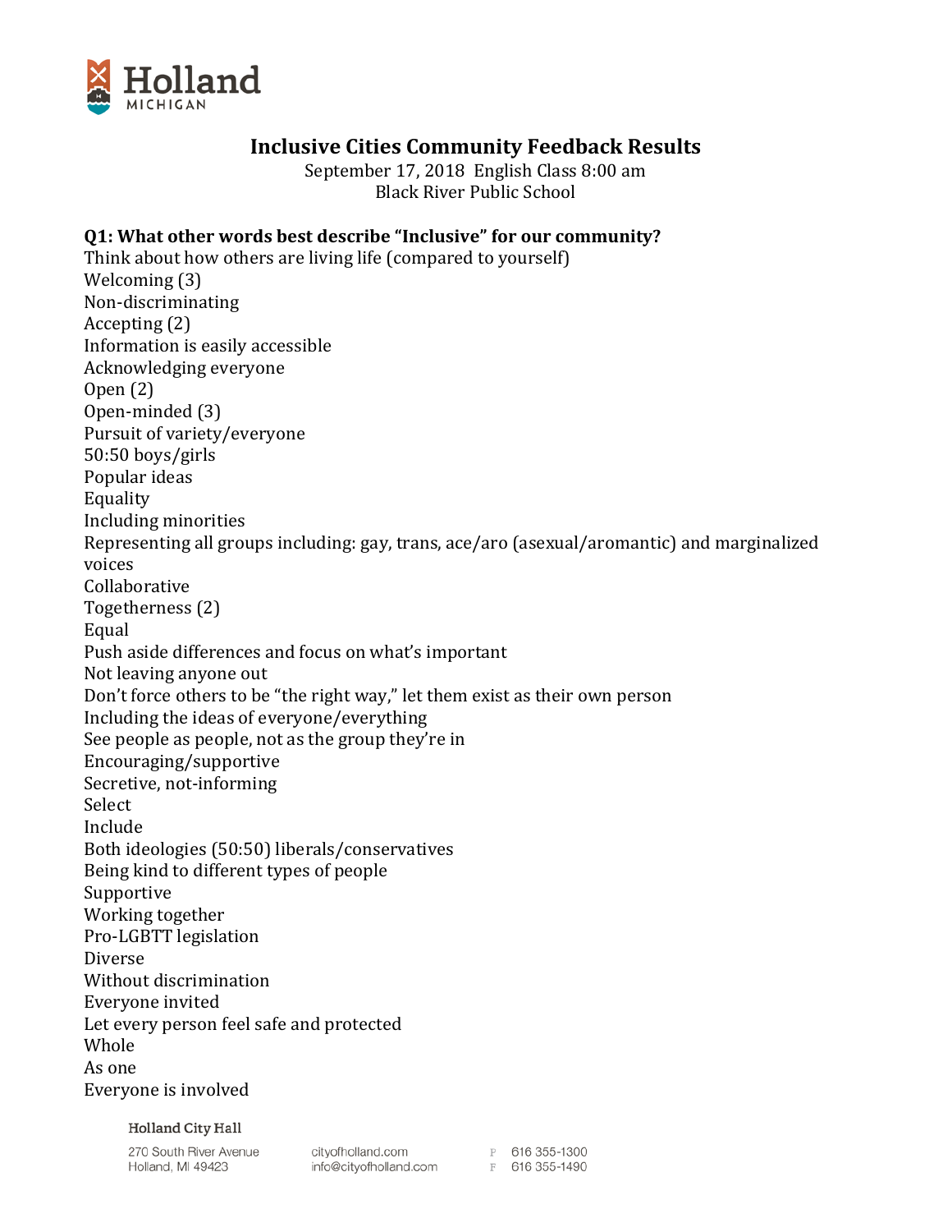# Inclusive Cities Community Feedback Results

September 17, 2018 English Class 8:00 am
Black River Public School

**Q1: What other words best describe "Inclusive" for our community?**

Think about how others are living life (compared to yourself)
Welcoming (3)
Non-discriminating
Accepting (2)
Information is easily accessible
Acknowledging everyone
Open (2)
Open-minded (3)
Pursuit of variety/everyone
50:50 boys/girls
Popular ideas
Equality
Including minorities
Representing all groups including: gay, trans, ace/aro (asexual/aromantic) and marginalized voices
Collaborative
Togetherness (2)
Equal
Push aside differences and focus on what's important
Not leaving anyone out
Don't force others to be "the right way," let them exist as their own person
Including the ideas of everyone/everything
See people as people, not as the group they're in
Encouraging/supportive
Secretive, not-informing
Select
Include
Both ideologies (50:50) liberals/conservatives
Being kind to different types of people
Supportive
Working together
Pro-LGBTT legislation
Diverse
Without discrimination
Everyone invited
Let every person feel safe and protected
Whole
As one
Everyone is involved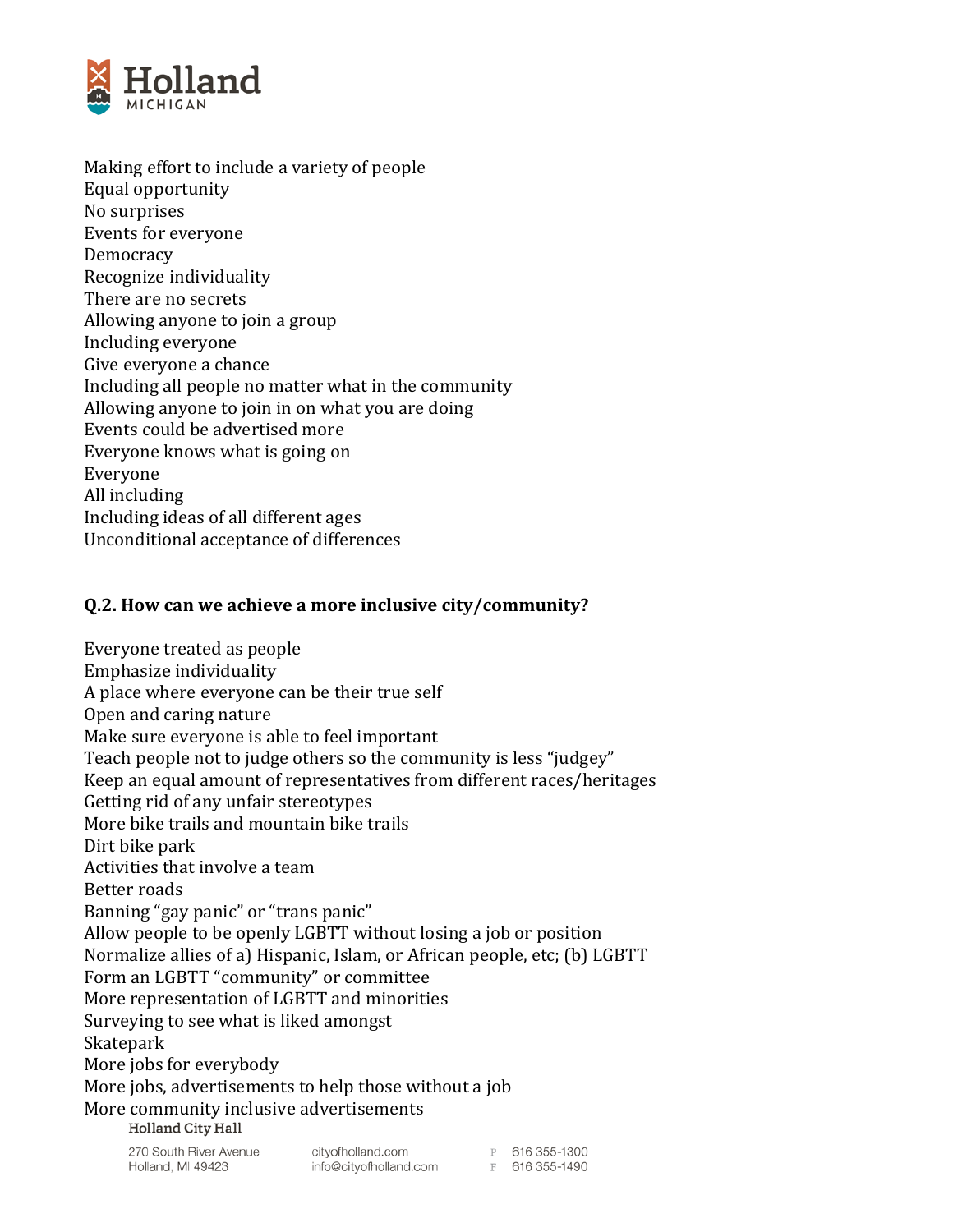Making effort to include a variety of people
Equal opportunity
No surprises
Events for everyone
Democracy
Recognize individuality
There are no secrets
Allowing anyone to join a group
Including everyone
Give everyone a chance
Including all people no matter what in the community
Allowing anyone to join in on what you are doing
Events could be advertised more
Everyone knows what is going on
Everyone
All including
Including ideas of all different ages
Unconditional acceptance of differences

**Q.2. How can we achieve a more inclusive city/community?**

Everyone treated as people
Emphasize individuality
A place where everyone can be their true self
Open and caring nature
Make sure everyone is able to feel important
Teach people not to judge others so the community is less "judgey"
Keep an equal amount of representatives from different races/heritages
Getting rid of any unfair stereotypes
More bike trails and mountain bike trails
Dirt bike park
Activities that involve a team
Better roads
Banning "gay panic" or "trans panic"
Allow people to be openly LGBTT without losing a job or position
Normalize allies of a) Hispanic, Islam, or African people, etc; (b) LGBTT
Form an LGBTT "community" or committee
More representation of LGBTT and minorities
Surveying to see what is liked amongst
Skatepark
More jobs for everybody
More jobs, advertisements to help those without a job
More community inclusive advertisements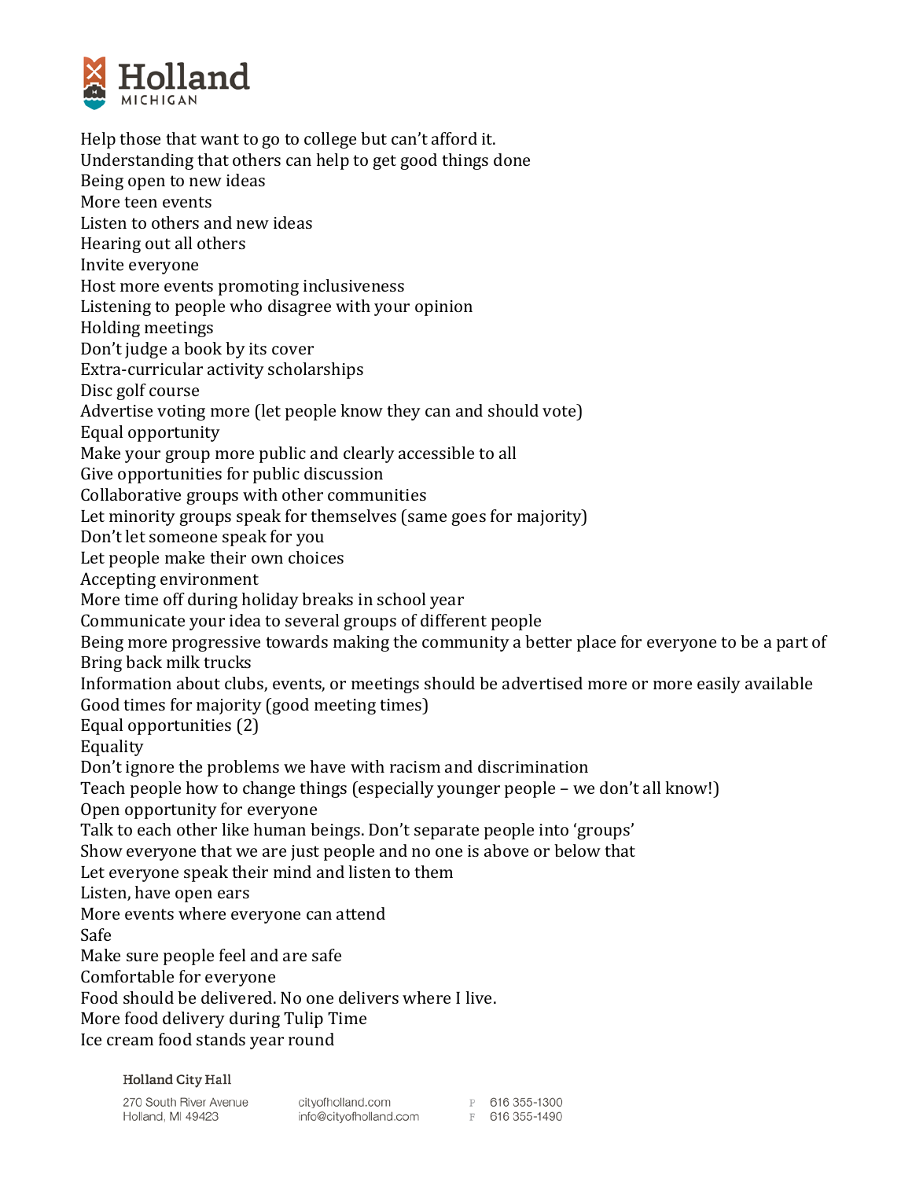Help those that want to go to college but can't afford it.
Understanding that others can help to get good things done
Being open to new ideas
More teen events
Listen to others and new ideas
Hearing out all others
Invite everyone
Host more events promoting inclusiveness
Listening to people who disagree with your opinion
Holding meetings
Don't judge a book by its cover
Extra-curricular activity scholarships
Disc golf course
Advertise voting more (let people know they can and should vote)
Equal opportunity
Make your group more public and clearly accessible to all
Give opportunities for public discussion
Collaborative groups with other communities
Let minority groups speak for themselves (same goes for majority)
Don't let someone speak for you
Let people make their own choices
Accepting environment
More time off during holiday breaks in school year
Communicate your idea to several groups of different people
Being more progressive towards making the community a better place for everyone to be a part of
Bring back milk trucks
Information about clubs, events, or meetings should be advertised more or more easily available
Good times for majority (good meeting times)
Equal opportunities (2)
Equality
Don't ignore the problems we have with racism and discrimination
Teach people how to change things (especially younger people – we don't all know!)
Open opportunity for everyone
Talk to each other like human beings. Don't separate people into 'groups'
Show everyone that we are just people and no one is above or below that
Let everyone speak their mind and listen to them
Listen, have open ears
More events where everyone can attend
Safe
Make sure people feel and are safe
Comfortable for everyone
Food should be delivered. No one delivers where I live.
More food delivery during Tulip Time
Ice cream food stands year round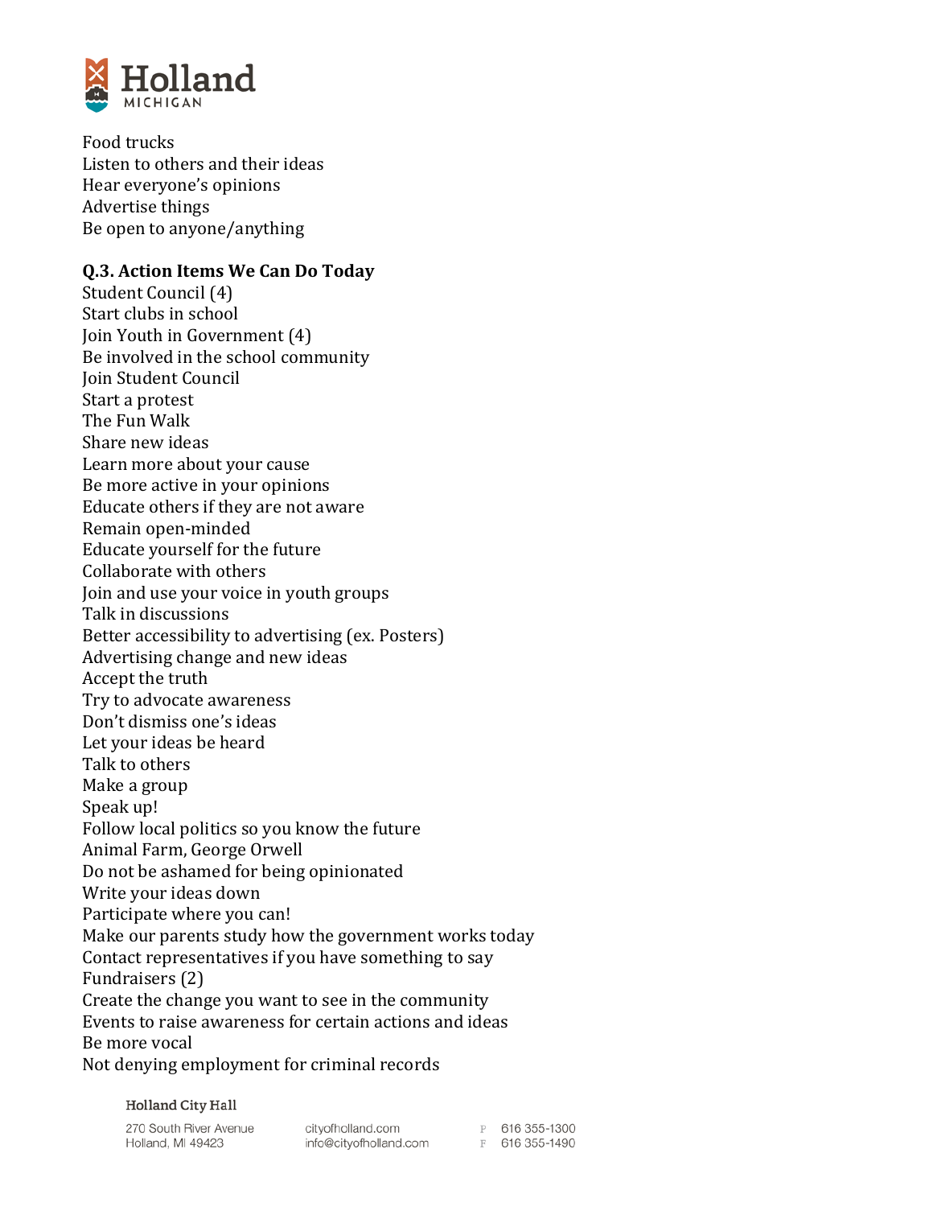Food trucks
Listen to others and their ideas
Hear everyone's opinions
Advertise things
Be open to anyone/anything

**Q.3. Action Items We Can Do Today**

Student Council (4)
Start clubs in school
Join Youth in Government (4)
Be involved in the school community
Join Student Council
Start a protest
The Fun Walk
Share new ideas
Learn more about your cause
Be more active in your opinions
Educate others if they are not aware
Remain open-minded
Educate yourself for the future
Collaborate with others
Join and use your voice in youth groups
Talk in discussions
Better accessibility to advertising (ex. Posters)
Advertising change and new ideas
Accept the truth
Try to advocate awareness
Don't dismiss one's ideas
Let your ideas be heard
Talk to others
Make a group
Speak up!
Follow local politics so you know the future
Animal Farm, George Orwell
Do not be ashamed for being opinionated
Write your ideas down
Participate where you can!
Make our parents study how the government works today
Contact representatives if you have something to say
Fundraisers (2)
Create the change you want to see in the community
Events to raise awareness for certain actions and ideas
Be more vocal
Not denying employment for criminal records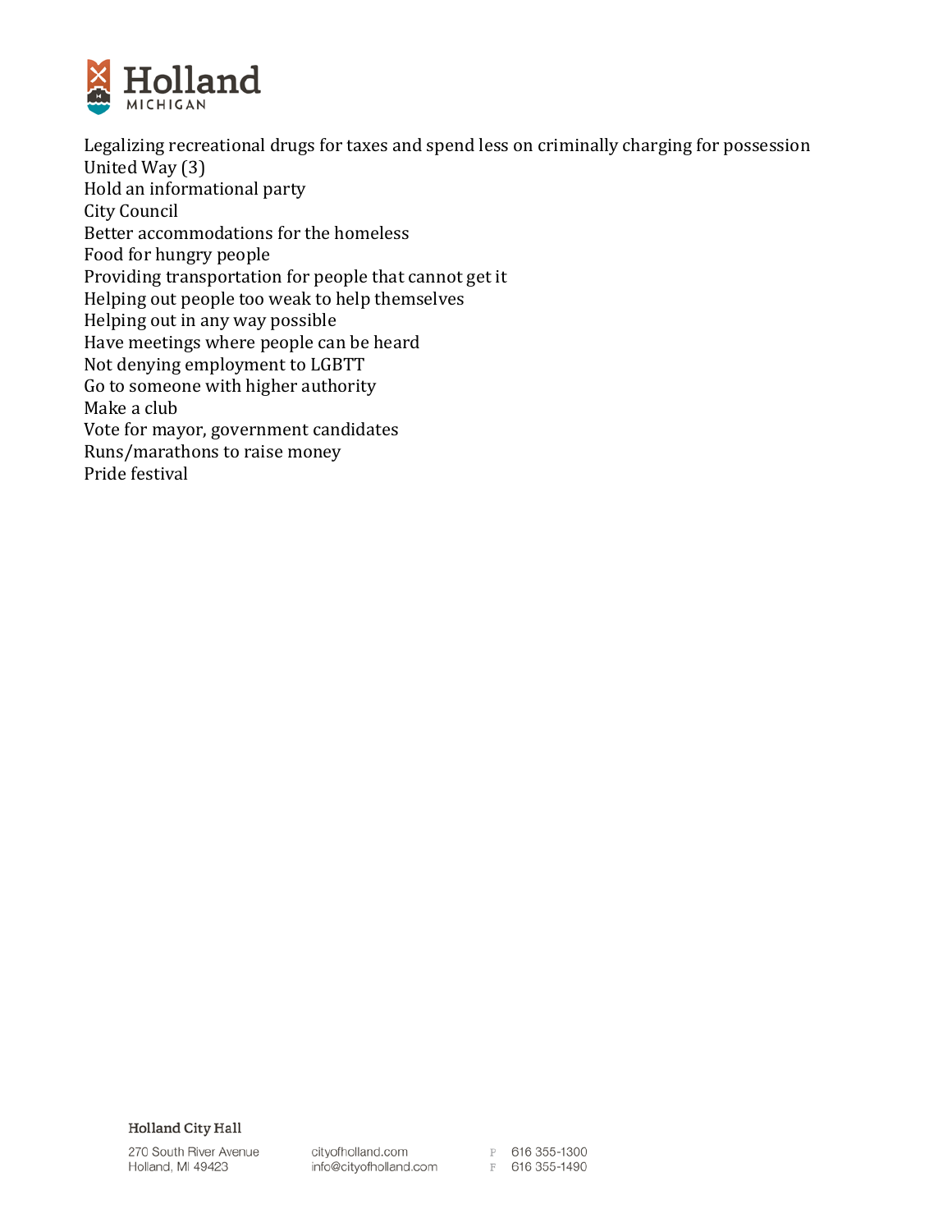Legalizing recreational drugs for taxes and spend less on criminally charging for possession
United Way (3)
Hold an informational party
City Council
Better accommodations for the homeless
Food for hungry people
Providing transportation for people that cannot get it
Helping out people too weak to help themselves
Helping out in any way possible
Have meetings where people can be heard
Not denying employment to LGBTT
Go to someone with higher authority
Make a club
Vote for mayor, government candidates
Runs/marathons to raise money
Pride festival